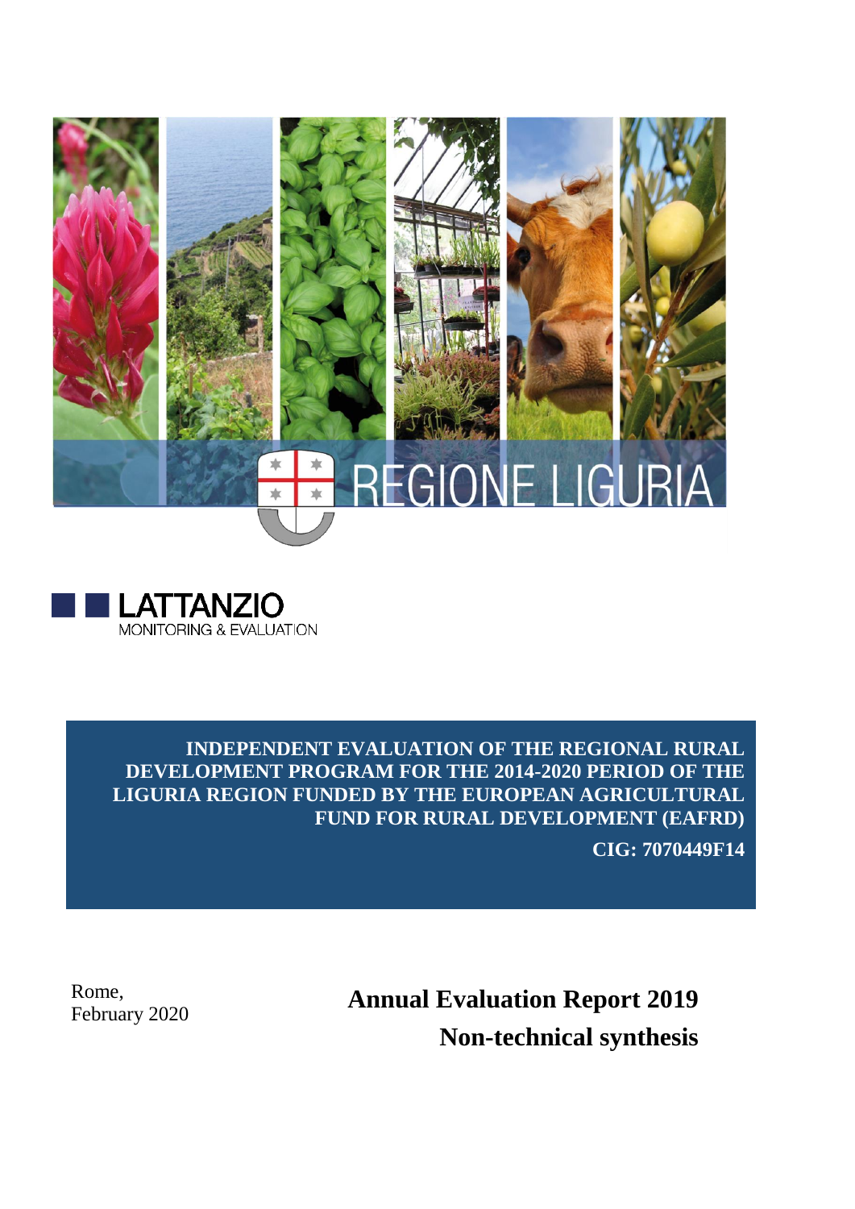REGIONE LIGURIA

LATTANZIO
MONITORING & EVALUATION

**INDEPENDENT EVALUATION OF THE REGIONAL RURAL DEVELOPMENT PROGRAM FOR THE 2014-2020 PERIOD OF THE LIGURIA REGION FUNDED BY THE EUROPEAN AGRICULTURAL FUND FOR RURAL DEVELOPMENT (EAFRD)**

**CIG: 7070449F14**

Rome,
February 2020

# Annual Evaluation Report 2019

## Non-technical synthesis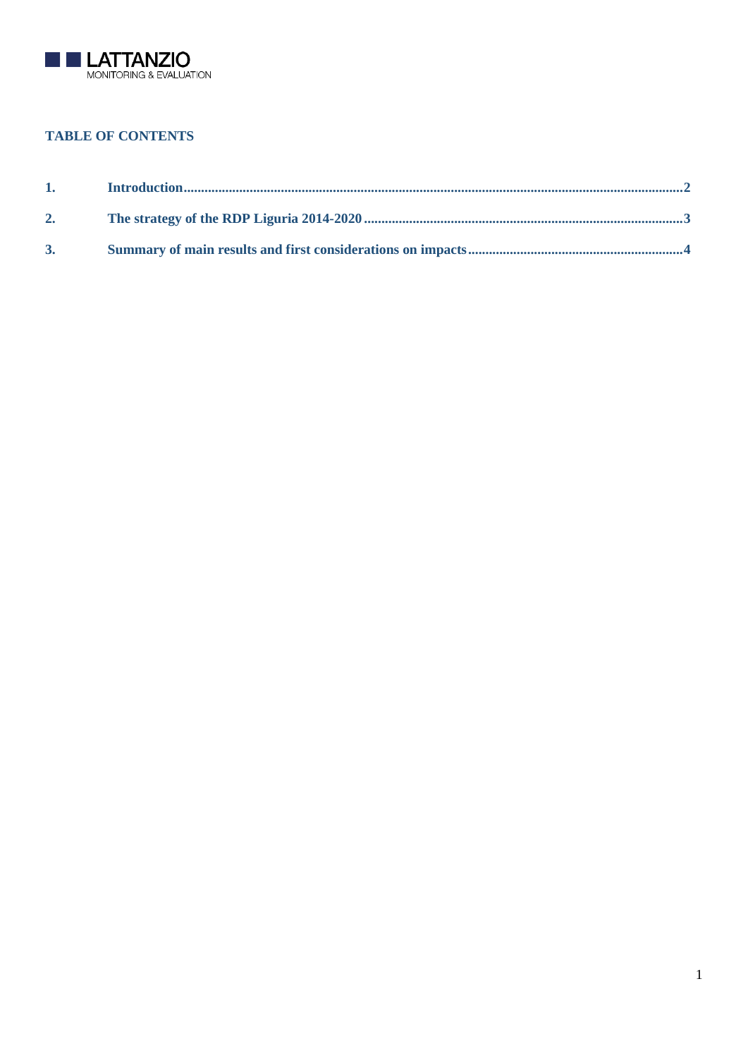## TABLE OF CONTENTS

1. Introduction ..... 2
2. The strategy of the RDP Liguria 2014-2020 ..... 3
3. Summary of main results and first considerations on impacts ..... 4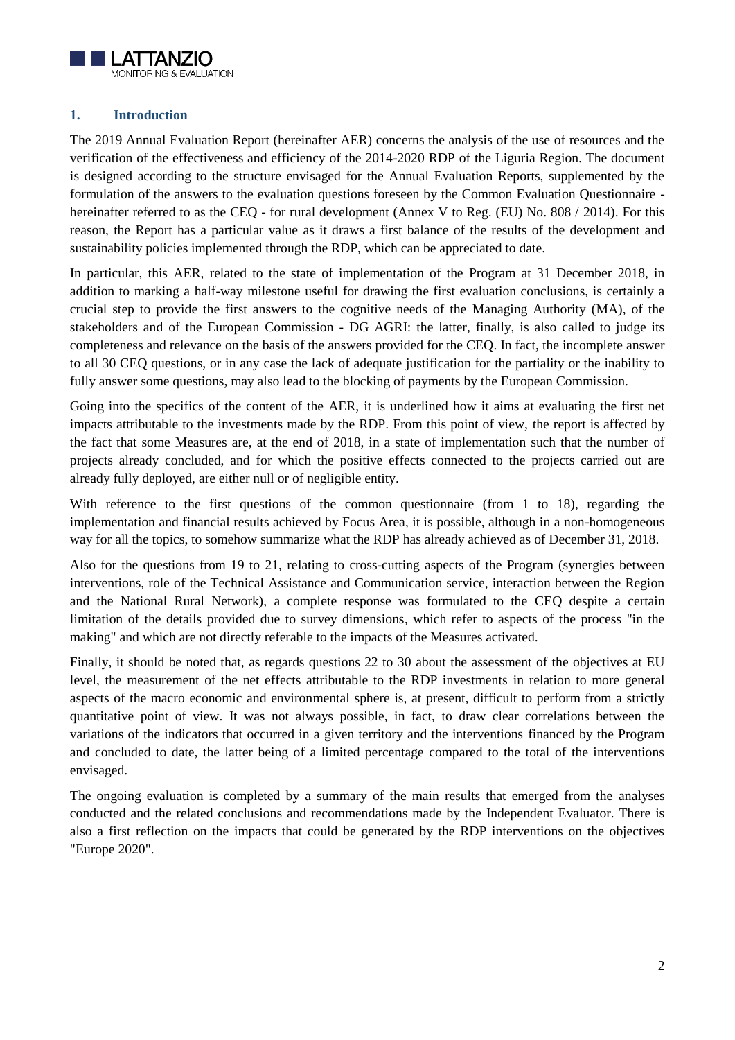## 1. Introduction

The 2019 Annual Evaluation Report (hereinafter AER) concerns the analysis of the use of resources and the verification of the effectiveness and efficiency of the 2014-2020 RDP of the Liguria Region. The document is designed according to the structure envisaged for the Annual Evaluation Reports, supplemented by the formulation of the answers to the evaluation questions foreseen by the Common Evaluation Questionnaire - hereinafter referred to as the CEQ - for rural development (Annex V to Reg. (EU) No. 808 / 2014). For this reason, the Report has a particular value as it draws a first balance of the results of the development and sustainability policies implemented through the RDP, which can be appreciated to date.

In particular, this AER, related to the state of implementation of the Program at 31 December 2018, in addition to marking a half-way milestone useful for drawing the first evaluation conclusions, is certainly a crucial step to provide the first answers to the cognitive needs of the Managing Authority (MA), of the stakeholders and of the European Commission - DG AGRI: the latter, finally, is also called to judge its completeness and relevance on the basis of the answers provided for the CEQ. In fact, the incomplete answer to all 30 CEQ questions, or in any case the lack of adequate justification for the partiality or the inability to fully answer some questions, may also lead to the blocking of payments by the European Commission.

Going into the specifics of the content of the AER, it is underlined how it aims at evaluating the first net impacts attributable to the investments made by the RDP. From this point of view, the report is affected by the fact that some Measures are, at the end of 2018, in a state of implementation such that the number of projects already concluded, and for which the positive effects connected to the projects carried out are already fully deployed, are either null or of negligible entity.

With reference to the first questions of the common questionnaire (from 1 to 18), regarding the implementation and financial results achieved by Focus Area, it is possible, although in a non-homogeneous way for all the topics, to somehow summarize what the RDP has already achieved as of December 31, 2018.

Also for the questions from 19 to 21, relating to cross-cutting aspects of the Program (synergies between interventions, role of the Technical Assistance and Communication service, interaction between the Region and the National Rural Network), a complete response was formulated to the CEQ despite a certain limitation of the details provided due to survey dimensions, which refer to aspects of the process "in the making" and which are not directly referable to the impacts of the Measures activated.

Finally, it should be noted that, as regards questions 22 to 30 about the assessment of the objectives at EU level, the measurement of the net effects attributable to the RDP investments in relation to more general aspects of the macro economic and environmental sphere is, at present, difficult to perform from a strictly quantitative point of view. It was not always possible, in fact, to draw clear correlations between the variations of the indicators that occurred in a given territory and the interventions financed by the Program and concluded to date, the latter being of a limited percentage compared to the total of the interventions envisaged.

The ongoing evaluation is completed by a summary of the main results that emerged from the analyses conducted and the related conclusions and recommendations made by the Independent Evaluator. There is also a first reflection on the impacts that could be generated by the RDP interventions on the objectives "Europe 2020".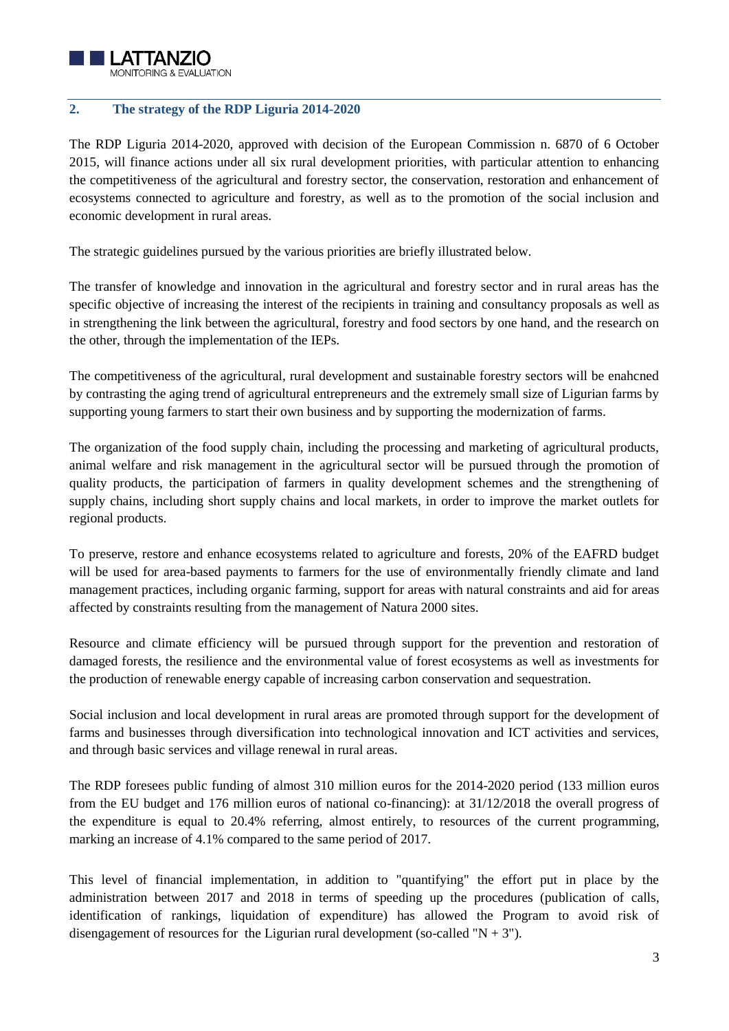## 2. The strategy of the RDP Liguria 2014-2020

The RDP Liguria 2014-2020, approved with decision of the European Commission n. 6870 of 6 October 2015, will finance actions under all six rural development priorities, with particular attention to enhancing the competitiveness of the agricultural and forestry sector, the conservation, restoration and enhancement of ecosystems connected to agriculture and forestry, as well as to the promotion of the social inclusion and economic development in rural areas.

The strategic guidelines pursued by the various priorities are briefly illustrated below.

The transfer of knowledge and innovation in the agricultural and forestry sector and in rural areas has the specific objective of increasing the interest of the recipients in training and consultancy proposals as well as in strengthening the link between the agricultural, forestry and food sectors by one hand, and the research on the other, through the implementation of the IEPs.

The competitiveness of the agricultural, rural development and sustainable forestry sectors will be enahcned by contrasting the aging trend of agricultural entrepreneurs and the extremely small size of Ligurian farms by supporting young farmers to start their own business and by supporting the modernization of farms.

The organization of the food supply chain, including the processing and marketing of agricultural products, animal welfare and risk management in the agricultural sector will be pursued through the promotion of quality products, the participation of farmers in quality development schemes and the strengthening of supply chains, including short supply chains and local markets, in order to improve the market outlets for regional products.

To preserve, restore and enhance ecosystems related to agriculture and forests, 20% of the EAFRD budget will be used for area-based payments to farmers for the use of environmentally friendly climate and land management practices, including organic farming, support for areas with natural constraints and aid for areas affected by constraints resulting from the management of Natura 2000 sites.

Resource and climate efficiency will be pursued through support for the prevention and restoration of damaged forests, the resilience and the environmental value of forest ecosystems as well as investments for the production of renewable energy capable of increasing carbon conservation and sequestration.

Social inclusion and local development in rural areas are promoted through support for the development of farms and businesses through diversification into technological innovation and ICT activities and services, and through basic services and village renewal in rural areas.

The RDP foresees public funding of almost 310 million euros for the 2014-2020 period (133 million euros from the EU budget and 176 million euros of national co-financing): at 31/12/2018 the overall progress of the expenditure is equal to 20.4% referring, almost entirely, to resources of the current programming, marking an increase of 4.1% compared to the same period of 2017.

This level of financial implementation, in addition to "quantifying" the effort put in place by the administration between 2017 and 2018 in terms of speeding up the procedures (publication of calls, identification of rankings, liquidation of expenditure) has allowed the Program to avoid risk of disengagement of resources for the Ligurian rural development (so-called "N + 3").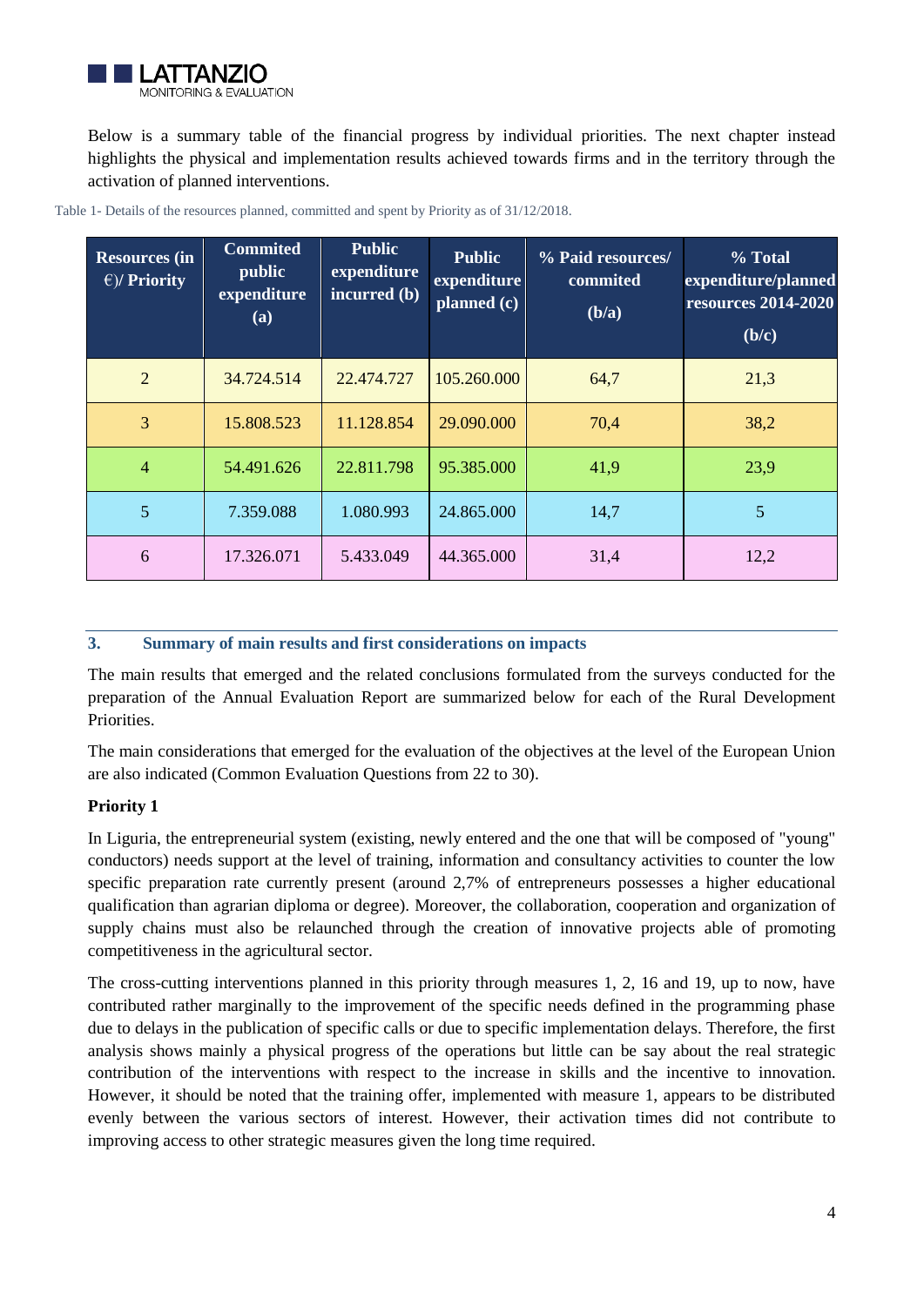Below is a summary table of the financial progress by individual priorities. The next chapter instead highlights the physical and implementation results achieved towards firms and in the territory through the activation of planned interventions.

Table 1- Details of the resources planned, committed and spent by Priority as of 31/12/2018.

| Resources (in €)/ Priority | Commited public expenditure (a) | Public expenditure incurred (b) | Public expenditure planned (c) | % Paid resources/ commited (b/a) | % Total expenditure/planned resources 2014-2020 (b/c) |
|---|---|---|---|---|---|
| 2 | 34.724.514 | 22.474.727 | 105.260.000 | 64,7 | 21,3 |
| 3 | 15.808.523 | 11.128.854 | 29.090.000 | 70,4 | 38,2 |
| 4 | 54.491.626 | 22.811.798 | 95.385.000 | 41,9 | 23,9 |
| 5 | 7.359.088 | 1.080.993 | 24.865.000 | 14,7 | 5 |
| 6 | 17.326.071 | 5.433.049 | 44.365.000 | 31,4 | 12,2 |

## 3. Summary of main results and first considerations on impacts

The main results that emerged and the related conclusions formulated from the surveys conducted for the preparation of the Annual Evaluation Report are summarized below for each of the Rural Development Priorities.

The main considerations that emerged for the evaluation of the objectives at the level of the European Union are also indicated (Common Evaluation Questions from 22 to 30).

**Priority 1**

In Liguria, the entrepreneurial system (existing, newly entered and the one that will be composed of "young" conductors) needs support at the level of training, information and consultancy activities to counter the low specific preparation rate currently present (around 2,7% of entrepreneurs possesses a higher educational qualification than agrarian diploma or degree). Moreover, the collaboration, cooperation and organization of supply chains must also be relaunched through the creation of innovative projects able of promoting competitiveness in the agricultural sector.

The cross-cutting interventions planned in this priority through measures 1, 2, 16 and 19, up to now, have contributed rather marginally to the improvement of the specific needs defined in the programming phase due to delays in the publication of specific calls or due to specific implementation delays. Therefore, the first analysis shows mainly a physical progress of the operations but little can be say about the real strategic contribution of the interventions with respect to the increase in skills and the incentive to innovation. However, it should be noted that the training offer, implemented with measure 1, appears to be distributed evenly between the various sectors of interest. However, their activation times did not contribute to improving access to other strategic measures given the long time required.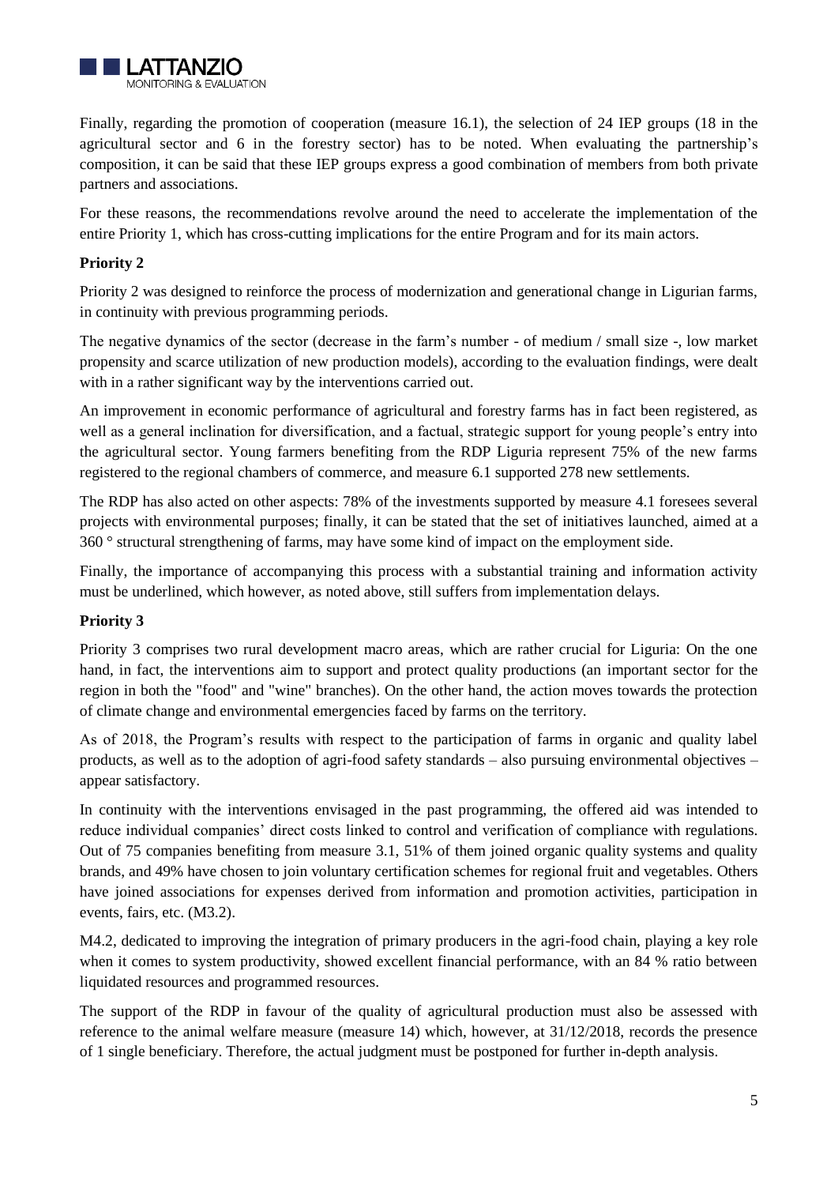Finally, regarding the promotion of cooperation (measure 16.1), the selection of 24 IEP groups (18 in the agricultural sector and 6 in the forestry sector) has to be noted. When evaluating the partnership's composition, it can be said that these IEP groups express a good combination of members from both private partners and associations.

For these reasons, the recommendations revolve around the need to accelerate the implementation of the entire Priority 1, which has cross-cutting implications for the entire Program and for its main actors.

**Priority 2**

Priority 2 was designed to reinforce the process of modernization and generational change in Ligurian farms, in continuity with previous programming periods.

The negative dynamics of the sector (decrease in the farm's number - of medium / small size -, low market propensity and scarce utilization of new production models), according to the evaluation findings, were dealt with in a rather significant way by the interventions carried out.

An improvement in economic performance of agricultural and forestry farms has in fact been registered, as well as a general inclination for diversification, and a factual, strategic support for young people's entry into the agricultural sector. Young farmers benefiting from the RDP Liguria represent 75% of the new farms registered to the regional chambers of commerce, and measure 6.1 supported 278 new settlements.

The RDP has also acted on other aspects: 78% of the investments supported by measure 4.1 foresees several projects with environmental purposes; finally, it can be stated that the set of initiatives launched, aimed at a 360 ° structural strengthening of farms, may have some kind of impact on the employment side.

Finally, the importance of accompanying this process with a substantial training and information activity must be underlined, which however, as noted above, still suffers from implementation delays.

**Priority 3**

Priority 3 comprises two rural development macro areas, which are rather crucial for Liguria: On the one hand, in fact, the interventions aim to support and protect quality productions (an important sector for the region in both the "food" and "wine" branches). On the other hand, the action moves towards the protection of climate change and environmental emergencies faced by farms on the territory.

As of 2018, the Program's results with respect to the participation of farms in organic and quality label products, as well as to the adoption of agri-food safety standards – also pursuing environmental objectives – appear satisfactory.

In continuity with the interventions envisaged in the past programming, the offered aid was intended to reduce individual companies' direct costs linked to control and verification of compliance with regulations. Out of 75 companies benefiting from measure 3.1, 51% of them joined organic quality systems and quality brands, and 49% have chosen to join voluntary certification schemes for regional fruit and vegetables. Others have joined associations for expenses derived from information and promotion activities, participation in events, fairs, etc. (M3.2).

M4.2, dedicated to improving the integration of primary producers in the agri-food chain, playing a key role when it comes to system productivity, showed excellent financial performance, with an 84 % ratio between liquidated resources and programmed resources.

The support of the RDP in favour of the quality of agricultural production must also be assessed with reference to the animal welfare measure (measure 14) which, however, at 31/12/2018, records the presence of 1 single beneficiary. Therefore, the actual judgment must be postponed for further in-depth analysis.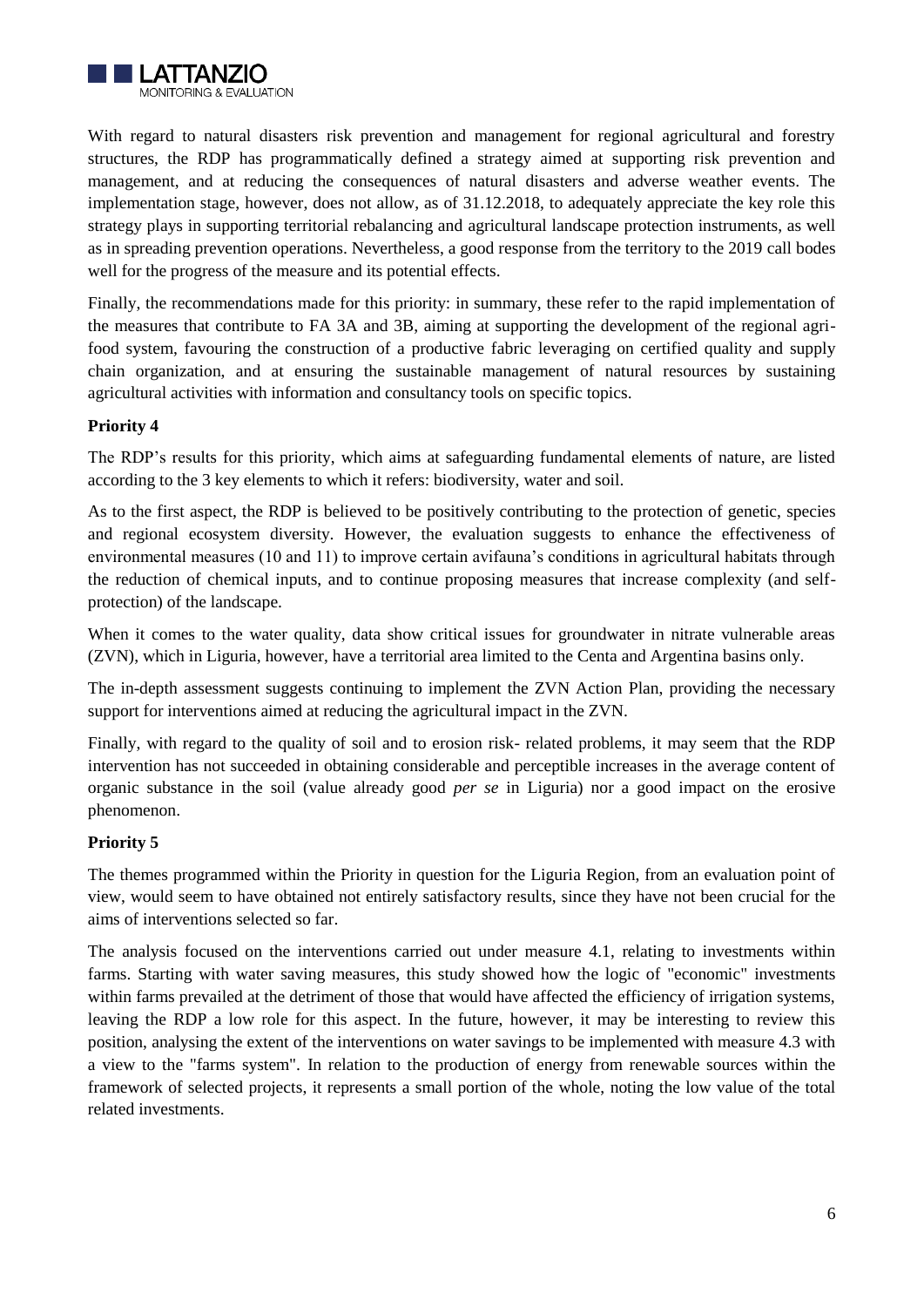With regard to natural disasters risk prevention and management for regional agricultural and forestry structures, the RDP has programmatically defined a strategy aimed at supporting risk prevention and management, and at reducing the consequences of natural disasters and adverse weather events. The implementation stage, however, does not allow, as of 31.12.2018, to adequately appreciate the key role this strategy plays in supporting territorial rebalancing and agricultural landscape protection instruments, as well as in spreading prevention operations. Nevertheless, a good response from the territory to the 2019 call bodes well for the progress of the measure and its potential effects.

Finally, the recommendations made for this priority: in summary, these refer to the rapid implementation of the measures that contribute to FA 3A and 3B, aiming at supporting the development of the regional agri-food system, favouring the construction of a productive fabric leveraging on certified quality and supply chain organization, and at ensuring the sustainable management of natural resources by sustaining agricultural activities with information and consultancy tools on specific topics.

**Priority 4**

The RDP's results for this priority, which aims at safeguarding fundamental elements of nature, are listed according to the 3 key elements to which it refers: biodiversity, water and soil.

As to the first aspect, the RDP is believed to be positively contributing to the protection of genetic, species and regional ecosystem diversity. However, the evaluation suggests to enhance the effectiveness of environmental measures (10 and 11) to improve certain avifauna's conditions in agricultural habitats through the reduction of chemical inputs, and to continue proposing measures that increase complexity (and self-protection) of the landscape.

When it comes to the water quality, data show critical issues for groundwater in nitrate vulnerable areas (ZVN), which in Liguria, however, have a territorial area limited to the Centa and Argentina basins only.

The in-depth assessment suggests continuing to implement the ZVN Action Plan, providing the necessary support for interventions aimed at reducing the agricultural impact in the ZVN.

Finally, with regard to the quality of soil and to erosion risk- related problems, it may seem that the RDP intervention has not succeeded in obtaining considerable and perceptible increases in the average content of organic substance in the soil (value already good *per se* in Liguria) nor a good impact on the erosive phenomenon.

**Priority 5**

The themes programmed within the Priority in question for the Liguria Region, from an evaluation point of view, would seem to have obtained not entirely satisfactory results, since they have not been crucial for the aims of interventions selected so far.

The analysis focused on the interventions carried out under measure 4.1, relating to investments within farms. Starting with water saving measures, this study showed how the logic of "economic" investments within farms prevailed at the detriment of those that would have affected the efficiency of irrigation systems, leaving the RDP a low role for this aspect. In the future, however, it may be interesting to review this position, analysing the extent of the interventions on water savings to be implemented with measure 4.3 with a view to the "farms system". In relation to the production of energy from renewable sources within the framework of selected projects, it represents a small portion of the whole, noting the low value of the total related investments.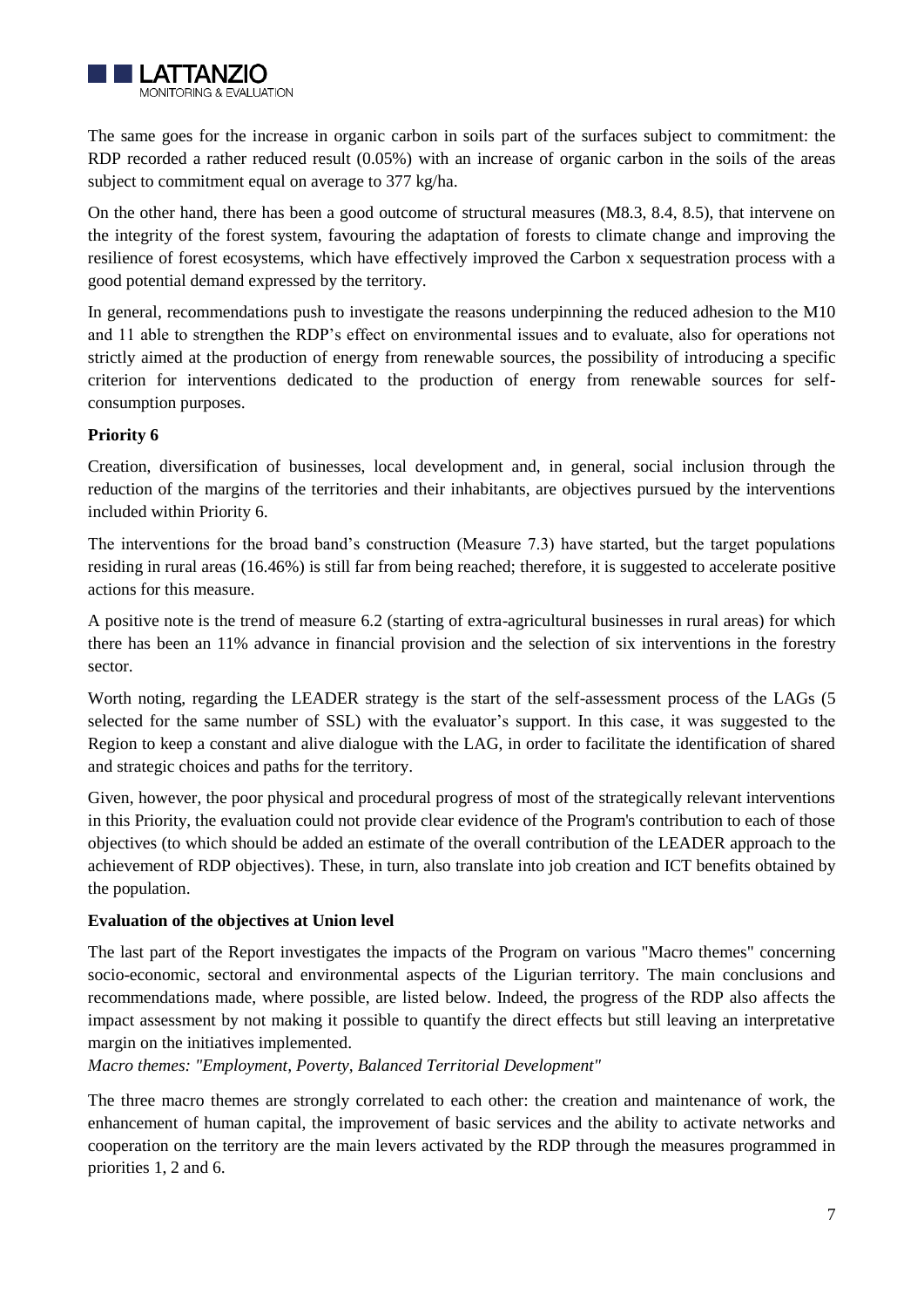The same goes for the increase in organic carbon in soils part of the surfaces subject to commitment: the RDP recorded a rather reduced result (0.05%) with an increase of organic carbon in the soils of the areas subject to commitment equal on average to 377 kg/ha.

On the other hand, there has been a good outcome of structural measures (M8.3, 8.4, 8.5), that intervene on the integrity of the forest system, favouring the adaptation of forests to climate change and improving the resilience of forest ecosystems, which have effectively improved the Carbon x sequestration process with a good potential demand expressed by the territory.

In general, recommendations push to investigate the reasons underpinning the reduced adhesion to the M10 and 11 able to strengthen the RDP's effect on environmental issues and to evaluate, also for operations not strictly aimed at the production of energy from renewable sources, the possibility of introducing a specific criterion for interventions dedicated to the production of energy from renewable sources for self-consumption purposes.

**Priority 6**

Creation, diversification of businesses, local development and, in general, social inclusion through the reduction of the margins of the territories and their inhabitants, are objectives pursued by the interventions included within Priority 6.

The interventions for the broad band's construction (Measure 7.3) have started, but the target populations residing in rural areas (16.46%) is still far from being reached; therefore, it is suggested to accelerate positive actions for this measure.

A positive note is the trend of measure 6.2 (starting of extra-agricultural businesses in rural areas) for which there has been an 11% advance in financial provision and the selection of six interventions in the forestry sector.

Worth noting, regarding the LEADER strategy is the start of the self-assessment process of the LAGs (5 selected for the same number of SSL) with the evaluator's support. In this case, it was suggested to the Region to keep a constant and alive dialogue with the LAG, in order to facilitate the identification of shared and strategic choices and paths for the territory.

Given, however, the poor physical and procedural progress of most of the strategically relevant interventions in this Priority, the evaluation could not provide clear evidence of the Program's contribution to each of those objectives (to which should be added an estimate of the overall contribution of the LEADER approach to the achievement of RDP objectives). These, in turn, also translate into job creation and ICT benefits obtained by the population.

**Evaluation of the objectives at Union level**

The last part of the Report investigates the impacts of the Program on various "Macro themes" concerning socio-economic, sectoral and environmental aspects of the Ligurian territory. The main conclusions and recommendations made, where possible, are listed below. Indeed, the progress of the RDP also affects the impact assessment by not making it possible to quantify the direct effects but still leaving an interpretative margin on the initiatives implemented.

*Macro themes: "Employment, Poverty, Balanced Territorial Development"*

The three macro themes are strongly correlated to each other: the creation and maintenance of work, the enhancement of human capital, the improvement of basic services and the ability to activate networks and cooperation on the territory are the main levers activated by the RDP through the measures programmed in priorities 1, 2 and 6.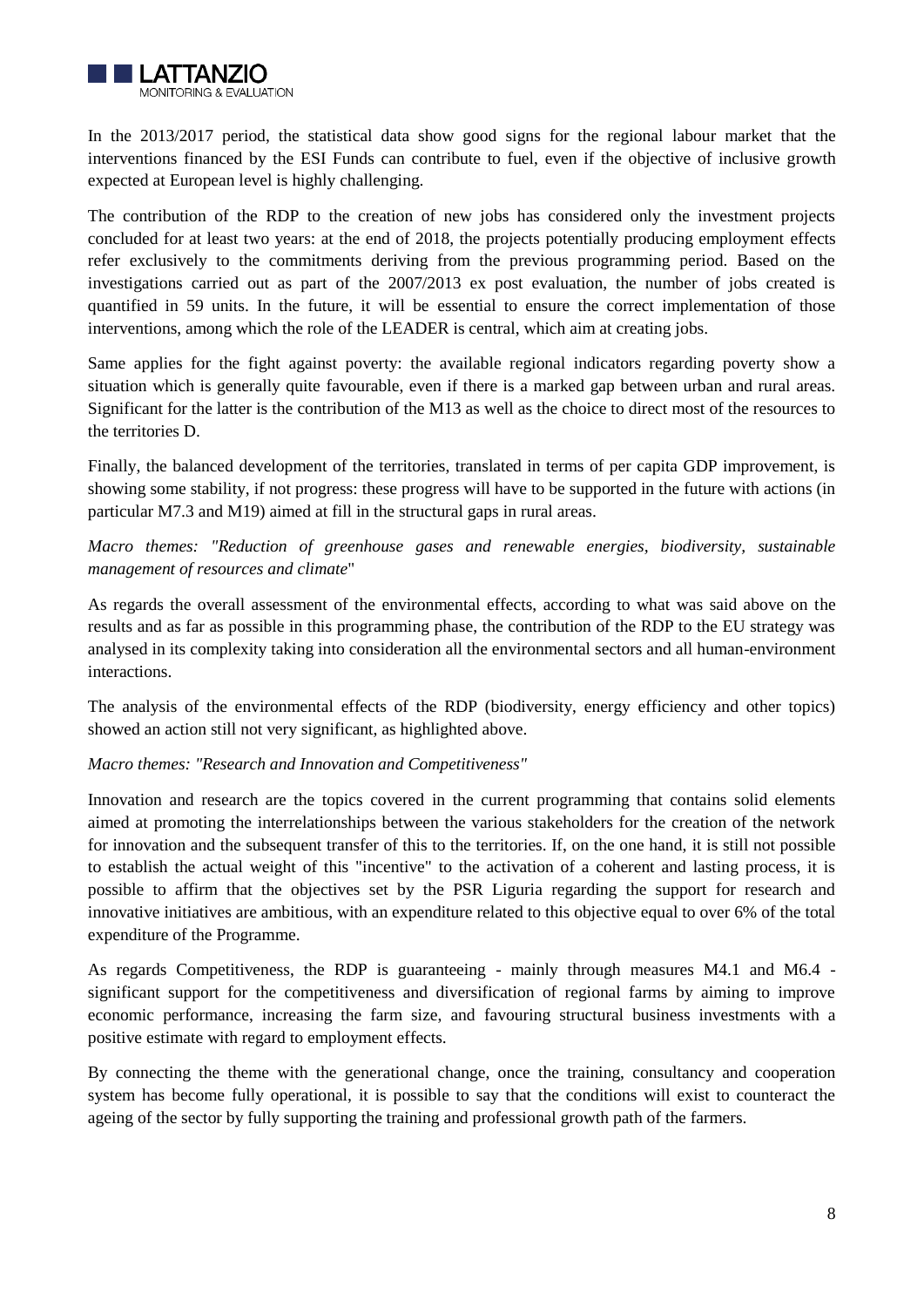In the 2013/2017 period, the statistical data show good signs for the regional labour market that the interventions financed by the ESI Funds can contribute to fuel, even if the objective of inclusive growth expected at European level is highly challenging.

The contribution of the RDP to the creation of new jobs has considered only the investment projects concluded for at least two years: at the end of 2018, the projects potentially producing employment effects refer exclusively to the commitments deriving from the previous programming period. Based on the investigations carried out as part of the 2007/2013 ex post evaluation, the number of jobs created is quantified in 59 units. In the future, it will be essential to ensure the correct implementation of those interventions, among which the role of the LEADER is central, which aim at creating jobs.

Same applies for the fight against poverty: the available regional indicators regarding poverty show a situation which is generally quite favourable, even if there is a marked gap between urban and rural areas. Significant for the latter is the contribution of the M13 as well as the choice to direct most of the resources to the territories D.

Finally, the balanced development of the territories, translated in terms of per capita GDP improvement, is showing some stability, if not progress: these progress will have to be supported in the future with actions (in particular M7.3 and M19) aimed at fill in the structural gaps in rural areas.

*Macro themes: "Reduction of greenhouse gases and renewable energies, biodiversity, sustainable management of resources and climate*"

As regards the overall assessment of the environmental effects, according to what was said above on the results and as far as possible in this programming phase, the contribution of the RDP to the EU strategy was analysed in its complexity taking into consideration all the environmental sectors and all human-environment interactions.

The analysis of the environmental effects of the RDP (biodiversity, energy efficiency and other topics) showed an action still not very significant, as highlighted above.

*Macro themes: "Research and Innovation and Competitiveness"*

Innovation and research are the topics covered in the current programming that contains solid elements aimed at promoting the interrelationships between the various stakeholders for the creation of the network for innovation and the subsequent transfer of this to the territories. If, on the one hand, it is still not possible to establish the actual weight of this "incentive" to the activation of a coherent and lasting process, it is possible to affirm that the objectives set by the PSR Liguria regarding the support for research and innovative initiatives are ambitious, with an expenditure related to this objective equal to over 6% of the total expenditure of the Programme.

As regards Competitiveness, the RDP is guaranteeing - mainly through measures M4.1 and M6.4 - significant support for the competitiveness and diversification of regional farms by aiming to improve economic performance, increasing the farm size, and favouring structural business investments with a positive estimate with regard to employment effects.

By connecting the theme with the generational change, once the training, consultancy and cooperation system has become fully operational, it is possible to say that the conditions will exist to counteract the ageing of the sector by fully supporting the training and professional growth path of the farmers.